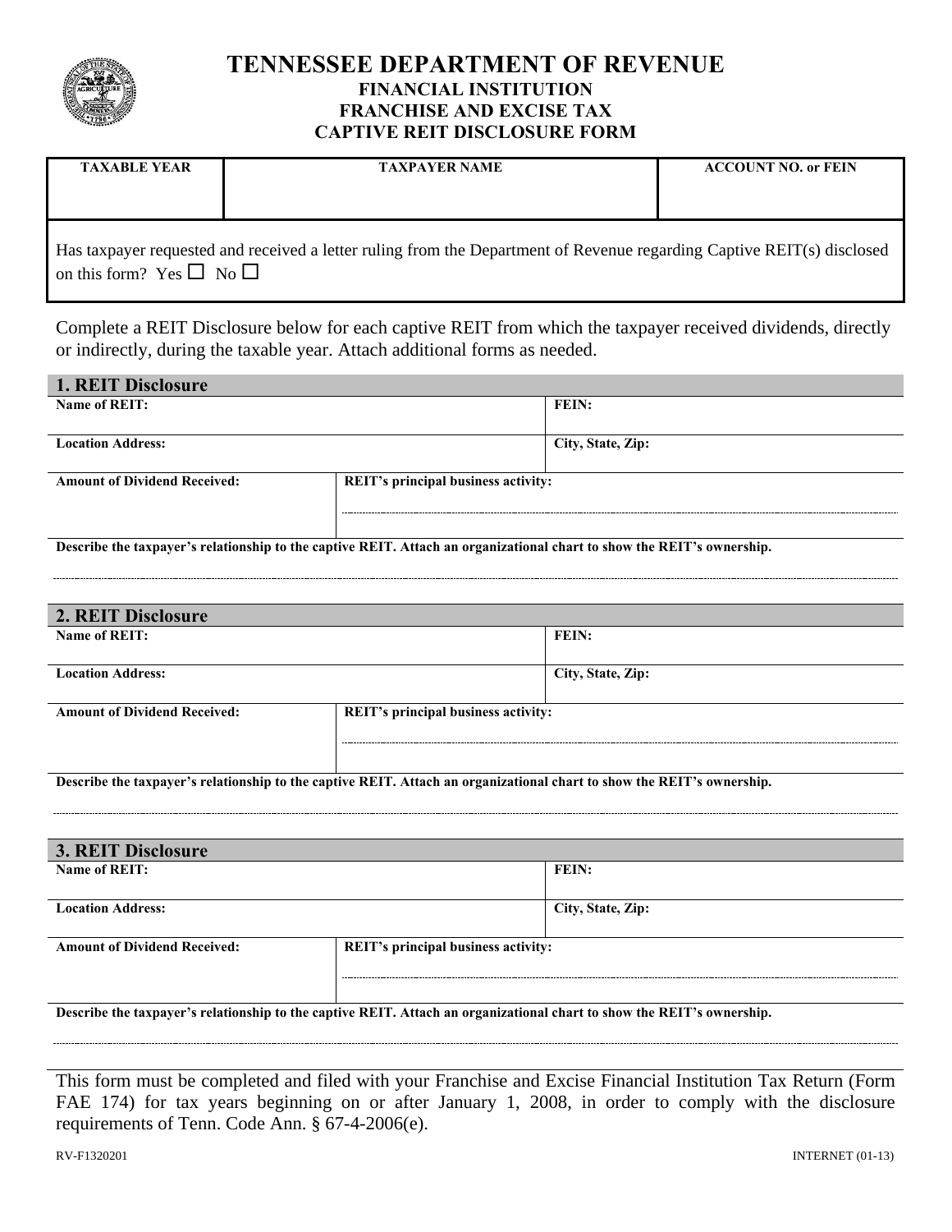# TENNESSEE DEPARTMENT OF REVENUE

## FINANCIAL INSTITUTION
## FRANCHISE AND EXCISE TAX
## CAPTIVE REIT DISCLOSURE FORM

| TAXABLE YEAR | TAXPAYER NAME | ACCOUNT NO. or FEIN |
|---|---|---|
| | | |

Has taxpayer requested and received a letter ruling from the Department of Revenue regarding Captive REIT(s) disclosed on this form? Yes ☐ No ☐

Complete a REIT Disclosure below for each captive REIT from which the taxpayer received dividends, directly or indirectly, during the taxable year. Attach additional forms as needed.

### 1. REIT Disclosure

| | |
|---|---|
| **Name of REIT:** | **FEIN:** |
| **Location Address:** | **City, State, Zip:** |
| **Amount of Dividend Received:** | **REIT's principal business activity:** |

**Describe the taxpayer's relationship to the captive REIT. Attach an organizational chart to show the REIT's ownership.**

### 2. REIT Disclosure

| | |
|---|---|
| **Name of REIT:** | **FEIN:** |
| **Location Address:** | **City, State, Zip:** |
| **Amount of Dividend Received:** | **REIT's principal business activity:** |

**Describe the taxpayer's relationship to the captive REIT. Attach an organizational chart to show the REIT's ownership.**

### 3. REIT Disclosure

| | |
|---|---|
| **Name of REIT:** | **FEIN:** |
| **Location Address:** | **City, State, Zip:** |
| **Amount of Dividend Received:** | **REIT's principal business activity:** |

**Describe the taxpayer's relationship to the captive REIT. Attach an organizational chart to show the REIT's ownership.**

This form must be completed and filed with your Franchise and Excise Financial Institution Tax Return (Form FAE 174) for tax years beginning on or after January 1, 2008, in order to comply with the disclosure requirements of Tenn. Code Ann. § 67-4-2006(e).

RV-F1320201 INTERNET (01-13)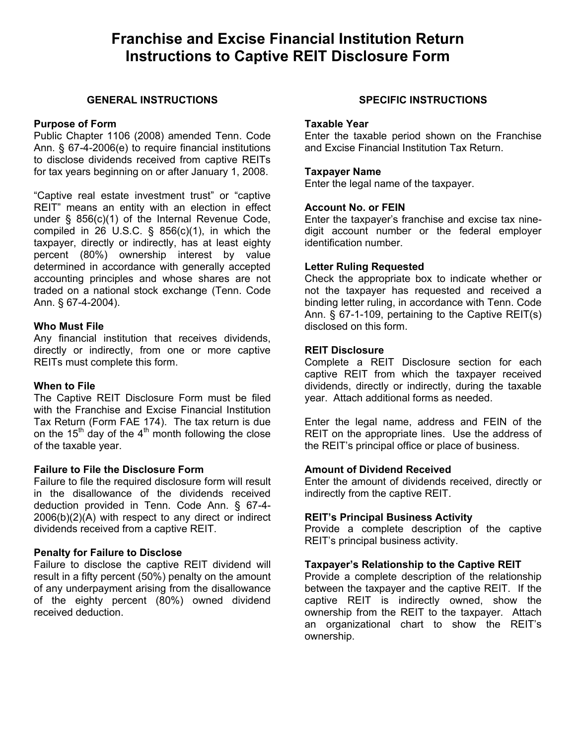# Franchise and Excise Financial Institution Return Instructions to Captive REIT Disclosure Form

## GENERAL INSTRUCTIONS

### Purpose of Form

Public Chapter 1106 (2008) amended Tenn. Code Ann. § 67-4-2006(e) to require financial institutions to disclose dividends received from captive REITs for tax years beginning on or after January 1, 2008.

"Captive real estate investment trust" or "captive REIT" means an entity with an election in effect under § 856(c)(1) of the Internal Revenue Code, compiled in 26 U.S.C. § 856(c)(1), in which the taxpayer, directly or indirectly, has at least eighty percent (80%) ownership interest by value determined in accordance with generally accepted accounting principles and whose shares are not traded on a national stock exchange (Tenn. Code Ann. § 67-4-2004).

### Who Must File

Any financial institution that receives dividends, directly or indirectly, from one or more captive REITs must complete this form.

### When to File

The Captive REIT Disclosure Form must be filed with the Franchise and Excise Financial Institution Tax Return (Form FAE 174). The tax return is due on the 15th day of the 4th month following the close of the taxable year.

### Failure to File the Disclosure Form

Failure to file the required disclosure form will result in the disallowance of the dividends received deduction provided in Tenn. Code Ann. § 67-4-2006(b)(2)(A) with respect to any direct or indirect dividends received from a captive REIT.

### Penalty for Failure to Disclose

Failure to disclose the captive REIT dividend will result in a fifty percent (50%) penalty on the amount of any underpayment arising from the disallowance of the eighty percent (80%) owned dividend received deduction.

## SPECIFIC INSTRUCTIONS

### Taxable Year

Enter the taxable period shown on the Franchise and Excise Financial Institution Tax Return.

### Taxpayer Name

Enter the legal name of the taxpayer.

### Account No. or FEIN

Enter the taxpayer's franchise and excise tax nine-digit account number or the federal employer identification number.

### Letter Ruling Requested

Check the appropriate box to indicate whether or not the taxpayer has requested and received a binding letter ruling, in accordance with Tenn. Code Ann. § 67-1-109, pertaining to the Captive REIT(s) disclosed on this form.

### REIT Disclosure

Complete a REIT Disclosure section for each captive REIT from which the taxpayer received dividends, directly or indirectly, during the taxable year. Attach additional forms as needed.

Enter the legal name, address and FEIN of the REIT on the appropriate lines. Use the address of the REIT's principal office or place of business.

### Amount of Dividend Received

Enter the amount of dividends received, directly or indirectly from the captive REIT.

### REIT's Principal Business Activity

Provide a complete description of the captive REIT's principal business activity.

### Taxpayer's Relationship to the Captive REIT

Provide a complete description of the relationship between the taxpayer and the captive REIT. If the captive REIT is indirectly owned, show the ownership from the REIT to the taxpayer. Attach an organizational chart to show the REIT's ownership.